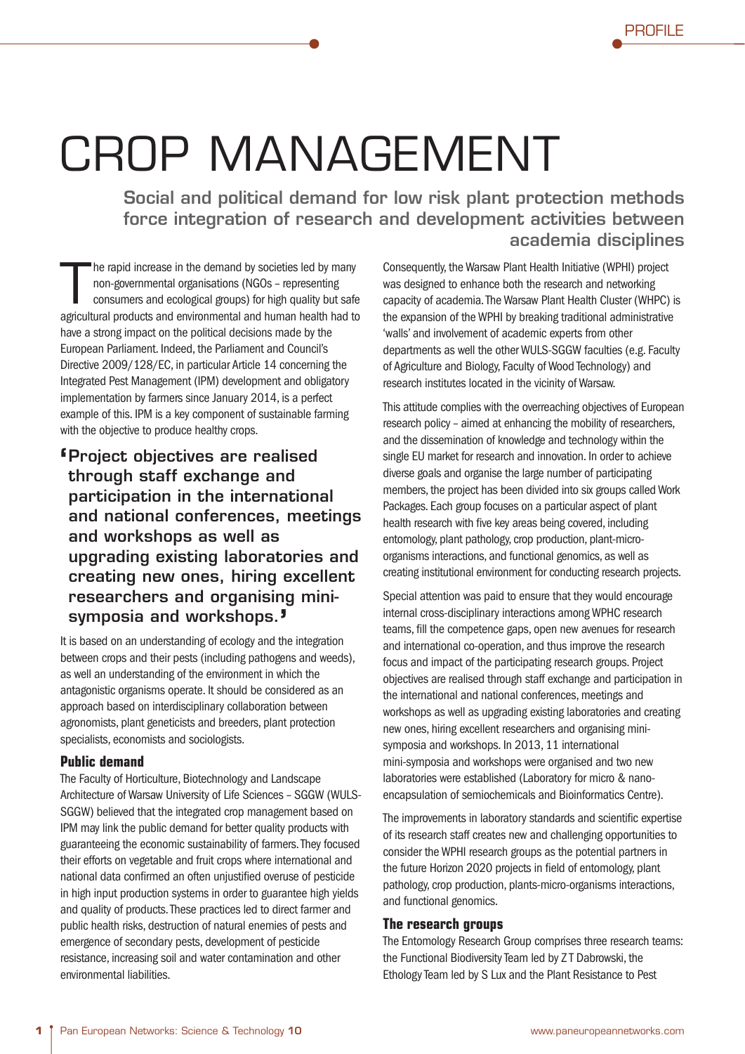# CROP MANAGEMENT

## Social and political demand for low risk plant protection methods force integration of research and development activities between academia disciplines

The rapid increase in the demand by societies led by many non-governmental organisations (NGOs – representing consumers and ecological groups) for high quality but safe agricultural products and environmental and human health had to have a strong impact on the political decisions made by the European Parliament. Indeed, the Parliament and Council's Directive 2009/128/EC, in particular Article 14 concerning the Integrated Pest Management (IPM) development and obligatory implementation by farmers since January 2014, is a perfect example of this. IPM is a key component of sustainable farming with the objective to produce healthy crops.

> **'Project objectives are realised through staff exchange and participation in the international and national conferences, meetings and workshops as well as upgrading existing laboratories and creating new ones, hiring excellent researchers and organising mini-symposia and workshops.'**

It is based on an understanding of ecology and the integration between crops and their pests (including pathogens and weeds), as well an understanding of the environment in which the antagonistic organisms operate. It should be considered as an approach based on interdisciplinary collaboration between agronomists, plant geneticists and breeders, plant protection specialists, economists and sociologists.

### Public demand

The Faculty of Horticulture, Biotechnology and Landscape Architecture of Warsaw University of Life Sciences – SGGW (WULS-SGGW) believed that the integrated crop management based on IPM may link the public demand for better quality products with guaranteeing the economic sustainability of farmers. They focused their efforts on vegetable and fruit crops where international and national data confirmed an often unjustified overuse of pesticide in high input production systems in order to guarantee high yields and quality of products. These practices led to direct farmer and public health risks, destruction of natural enemies of pests and emergence of secondary pests, development of pesticide resistance, increasing soil and water contamination and other environmental liabilities.

Consequently, the Warsaw Plant Health Initiative (WPHI) project was designed to enhance both the research and networking capacity of academia. The Warsaw Plant Health Cluster (WHPC) is the expansion of the WPHI by breaking traditional administrative 'walls' and involvement of academic experts from other departments as well the other WULS-SGGW faculties (e.g. Faculty of Agriculture and Biology, Faculty of Wood Technology) and research institutes located in the vicinity of Warsaw.

This attitude complies with the overreaching objectives of European research policy – aimed at enhancing the mobility of researchers, and the dissemination of knowledge and technology within the single EU market for research and innovation. In order to achieve diverse goals and organise the large number of participating members, the project has been divided into six groups called Work Packages. Each group focuses on a particular aspect of plant health research with five key areas being covered, including entomology, plant pathology, crop production, plant-micro-organisms interactions, and functional genomics, as well as creating institutional environment for conducting research projects.

Special attention was paid to ensure that they would encourage internal cross-disciplinary interactions among WPHC research teams, fill the competence gaps, open new avenues for research and international co-operation, and thus improve the research focus and impact of the participating research groups. Project objectives are realised through staff exchange and participation in the international and national conferences, meetings and workshops as well as upgrading existing laboratories and creating new ones, hiring excellent researchers and organising mini-symposia and workshops. In 2013, 11 international mini-symposia and workshops were organised and two new laboratories were established (Laboratory for micro & nano-encapsulation of semiochemicals and Bioinformatics Centre).

The improvements in laboratory standards and scientific expertise of its research staff creates new and challenging opportunities to consider the WPHI research groups as the potential partners in the future Horizon 2020 projects in field of entomology, plant pathology, crop production, plants-micro-organisms interactions, and functional genomics.

### The research groups

The Entomology Research Group comprises three research teams: the Functional Biodiversity Team led by Z T Dabrowski, the Ethology Team led by S Lux and the Plant Resistance to Pest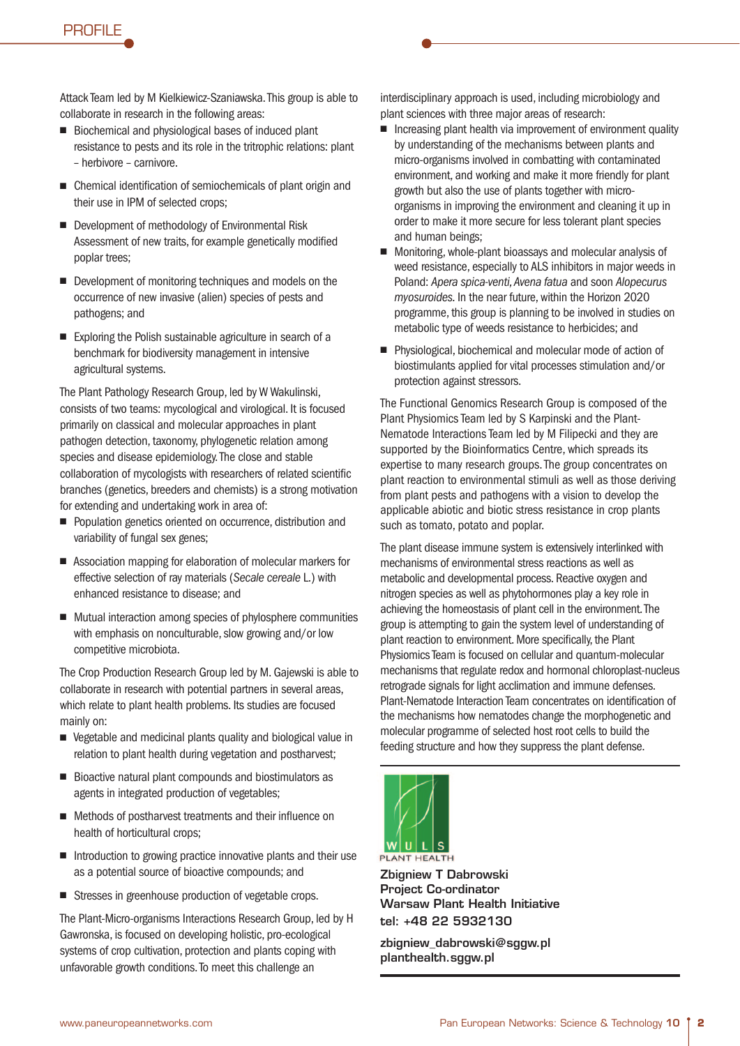Attack Team led by M Kielkiewicz-Szaniawska. This group is able to collaborate in research in the following areas:

- Biochemical and physiological bases of induced plant resistance to pests and its role in the tritrophic relations: plant – herbivore – carnivore.
- Chemical identification of semiochemicals of plant origin and their use in IPM of selected crops;
- Development of methodology of Environmental Risk Assessment of new traits, for example genetically modified poplar trees;
- Development of monitoring techniques and models on the occurrence of new invasive (alien) species of pests and pathogens; and
- Exploring the Polish sustainable agriculture in search of a benchmark for biodiversity management in intensive agricultural systems.

The Plant Pathology Research Group, led by W Wakulinski, consists of two teams: mycological and virological. It is focused primarily on classical and molecular approaches in plant pathogen detection, taxonomy, phylogenetic relation among species and disease epidemiology. The close and stable collaboration of mycologists with researchers of related scientific branches (genetics, breeders and chemists) is a strong motivation for extending and undertaking work in area of:

- Population genetics oriented on occurrence, distribution and variability of fungal sex genes;
- Association mapping for elaboration of molecular markers for effective selection of ray materials (*Secale cereale* L.) with enhanced resistance to disease; and
- Mutual interaction among species of phylosphere communities with emphasis on nonculturable, slow growing and/or low competitive microbiota.

The Crop Production Research Group led by M. Gajewski is able to collaborate in research with potential partners in several areas, which relate to plant health problems. Its studies are focused mainly on:

- Vegetable and medicinal plants quality and biological value in relation to plant health during vegetation and postharvest;
- Bioactive natural plant compounds and biostimulators as agents in integrated production of vegetables;
- Methods of postharvest treatments and their influence on health of horticultural crops;
- Introduction to growing practice innovative plants and their use as a potential source of bioactive compounds; and
- Stresses in greenhouse production of vegetable crops.

The Plant-Micro-organisms Interactions Research Group, led by H Gawronska, is focused on developing holistic, pro-ecological systems of crop cultivation, protection and plants coping with unfavorable growth conditions. To meet this challenge an interdisciplinary approach is used, including microbiology and plant sciences with three major areas of research:

- Increasing plant health via improvement of environment quality by understanding of the mechanisms between plants and micro-organisms involved in combatting with contaminated environment, and working and make it more friendly for plant growth but also the use of plants together with micro-organisms in improving the environment and cleaning it up in order to make it more secure for less tolerant plant species and human beings;
- Monitoring, whole-plant bioassays and molecular analysis of weed resistance, especially to ALS inhibitors in major weeds in Poland: *Apera spica-venti, Avena fatua* and soon *Alopecurus myosuroides.* In the near future, within the Horizon 2020 programme, this group is planning to be involved in studies on metabolic type of weeds resistance to herbicides; and
- Physiological, biochemical and molecular mode of action of biostimulants applied for vital processes stimulation and/or protection against stressors.

The Functional Genomics Research Group is composed of the Plant Physiomics Team led by S Karpinski and the Plant-Nematode Interactions Team led by M Filipecki and they are supported by the Bioinformatics Centre, which spreads its expertise to many research groups. The group concentrates on plant reaction to environmental stimuli as well as those deriving from plant pests and pathogens with a vision to develop the applicable abiotic and biotic stress resistance in crop plants such as tomato, potato and poplar.

The plant disease immune system is extensively interlinked with mechanisms of environmental stress reactions as well as metabolic and developmental process. Reactive oxygen and nitrogen species as well as phytohormones play a key role in achieving the homeostasis of plant cell in the environment. The group is attempting to gain the system level of understanding of plant reaction to environment. More specifically, the Plant Physiomics Team is focused on cellular and quantum-molecular mechanisms that regulate redox and hormonal chloroplast-nucleus retrograde signals for light acclimation and immune defenses. Plant-Nematode Interaction Team concentrates on identification of the mechanisms how nematodes change the morphogenetic and molecular programme of selected host root cells to build the feeding structure and how they suppress the plant defense.

W U L S
PLANT HEALTH

**Zbigniew T Dabrowski**
**Project Co-ordinator**
**Warsaw Plant Health Initiative**
**tel: +48 22 5932130**

**zbigniew_dabrowski@sggw.pl**
**planthealth.sggw.pl**